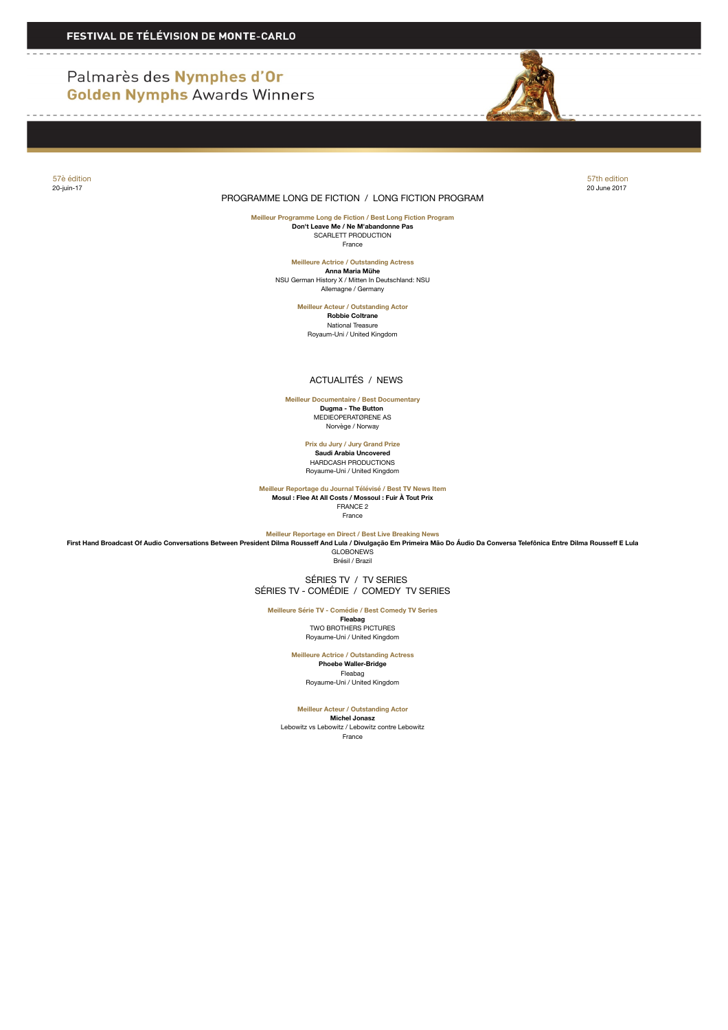**FESTIVAL DE TÉLÉVISION DE MONTE-CARLO**

# Palmarès des **Nymphes d'Or**
# **Golden Nymphs** Awards Winners

57è édition
20-juin-17

57th edition
20 June 2017

## PROGRAMME LONG DE FICTION / LONG FICTION PROGRAM

**Meilleur Programme Long de Fiction / Best Long Fiction Program**
**Don't Leave Me / Ne M'abandonne Pas**
SCARLETT PRODUCTION
France

**Meilleure Actrice / Outstanding Actress**
**Anna Maria Mühe**
NSU German History X / Mitten In Deutschland: NSU
Allemagne / Germany

**Meilleur Acteur / Outstanding Actor**
**Robbie Coltrane**
National Treasure
Royaum-Uni / United Kingdom

## ACTUALITÉS / NEWS

**Meilleur Documentaire / Best Documentary**
**Dugma - The Button**
MEDIEOPERATØRENE AS
Norvège / Norway

**Prix du Jury / Jury Grand Prize**
**Saudi Arabia Uncovered**
HARDCASH PRODUCTIONS
Royaume-Uni / United Kingdom

**Meilleur Reportage du Journal Télévisé / Best TV News Item**
**Mosul : Flee At All Costs / Mossoul : Fuir À Tout Prix**
FRANCE 2
France

**Meilleur Reportage en Direct / Best Live Breaking News**
**First Hand Broadcast Of Audio Conversations Between President Dilma Rousseff And Lula / Divulgação Em Primeira Mão Do Áudio Da Conversa Telefônica Entre Dilma Rousseff E Lula**
GLOBONEWS
Brésil / Brazil

## SÉRIES TV / TV SERIES
## SÉRIES TV - COMÉDIE / COMEDY TV SERIES

**Meilleure Série TV - Comédie / Best Comedy TV Series**
**Fleabag**
TWO BROTHERS PICTURES
Royaume-Uni / United Kingdom

**Meilleure Actrice / Outstanding Actress**
**Phoebe Waller-Bridge**
Fleabag
Royaume-Uni / United Kingdom

**Meilleur Acteur / Outstanding Actor**
**Michel Jonasz**
Lebowitz vs Lebowitz / Lebowitz contre Lebowitz
France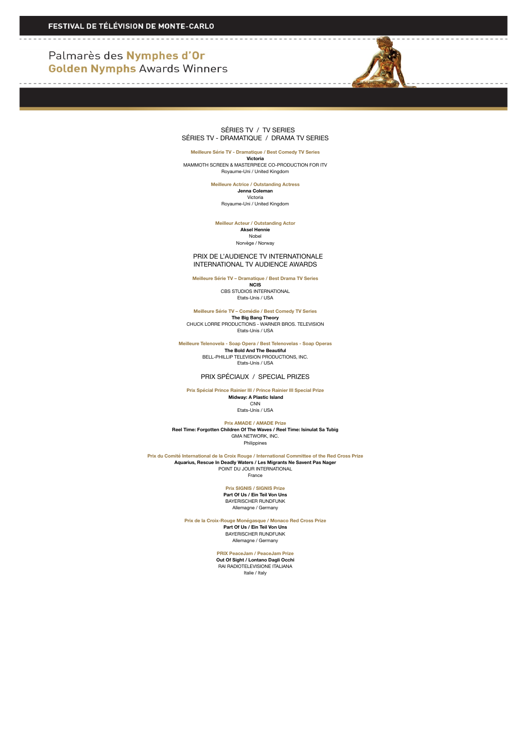# FESTIVAL DE TÉLÉVISION DE MONTE-CARLO

## Palmarès des Nymphes d'Or
## Golden Nymphs Awards Winners

### SÉRIES TV / TV SERIES
### SÉRIES TV - DRAMATIQUE / DRAMA TV SERIES

Meilleure Série TV - Dramatique / Best Comedy TV Series
**Victoria**
MAMMOTH SCREEN & MASTERPIECE CO-PRODUCTION FOR ITV
Royaume-Uni / United Kingdom

Meilleure Actrice / Outstanding Actress
**Jenna Coleman**
Victoria
Royaume-Uni / United Kingdom

Meilleur Acteur / Outstanding Actor
**Aksel Hennie**
Nobel
Norvège / Norway

### PRIX DE L'AUDIENCE TV INTERNATIONALE
### INTERNATIONAL TV AUDIENCE AWARDS

Meilleure Série TV – Dramatique / Best Drama TV Series
**NCIS**
CBS STUDIOS INTERNATIONAL
Etats-Unis / USA

Meilleure Série TV – Comédie / Best Comedy TV Series
**The Big Bang Theory**
CHUCK LORRE PRODUCTIONS - WARNER BROS. TELEVISION
Etats-Unis / USA

Meilleure Telenovela - Soap Opera / Best Telenovelas - Soap Operas
**The Bold And The Beautiful**
BELL-PHILLIP TELEVISION PRODUCTIONS, INC.
Etats-Unis / USA

### PRIX SPÉCIAUX / SPECIAL PRIZES

Prix Spécial Prince Rainier III / Prince Rainier III Special Prize
**Midway: A Plastic Island**
CNN
Etats-Unis / USA

Prix AMADE / AMADE Prize
**Reel Time: Forgotten Children Of The Waves / Reel Time: Isinulat Sa Tubig**
GMA NETWORK, INC.
Philippines

Prix du Comité International de la Croix Rouge / International Committee of the Red Cross Prize
**Aquarius, Rescue In Deadly Waters / Les Migrants Ne Savent Pas Nager**
POINT DU JOUR INTERNATIONAL
France

Prix SIGNIS / SIGNIS Prize
**Part Of Us / Ein Teil Von Uns**
BAYERISCHER RUNDFUNK
Allemagne / Germany

Prix de la Croix-Rouge Monégasque / Monaco Red Cross Prize
**Part Of Us / Ein Teil Von Uns**
BAYERISCHER RUNDFUNK
Allemagne / Germany

PRIX PeaceJam / PeaceJam Prize
**Out Of Sight / Lontano Dagli Occhi**
RAI RADIOTELEVISIONE ITALIANA
Italie / Italy